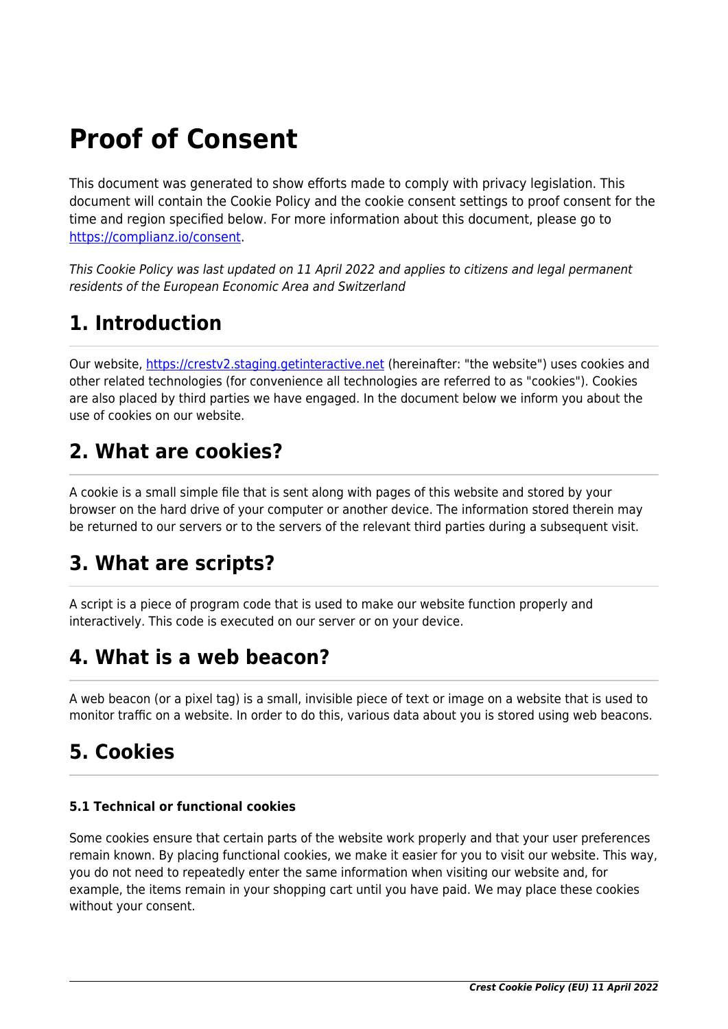# Proof of Consent

This document was generated to show efforts made to comply with privacy legislation. This document will contain the Cookie Policy and the cookie consent settings to proof consent for the time and region specified below. For more information about this document, please go to [https://complianz.io/consent](https://complianz.io/consent).

*This Cookie Policy was last updated on 11 April 2022 and applies to citizens and legal permanent residents of the European Economic Area and Switzerland*

## 1. Introduction

Our website, [https://crestv2.staging.getinteractive.net](https://crestv2.staging.getinteractive.net) (hereinafter: "the website") uses cookies and other related technologies (for convenience all technologies are referred to as "cookies"). Cookies are also placed by third parties we have engaged. In the document below we inform you about the use of cookies on our website.

## 2. What are cookies?

A cookie is a small simple file that is sent along with pages of this website and stored by your browser on the hard drive of your computer or another device. The information stored therein may be returned to our servers or to the servers of the relevant third parties during a subsequent visit.

## 3. What are scripts?

A script is a piece of program code that is used to make our website function properly and interactively. This code is executed on our server or on your device.

## 4. What is a web beacon?

A web beacon (or a pixel tag) is a small, invisible piece of text or image on a website that is used to monitor traffic on a website. In order to do this, various data about you is stored using web beacons.

## 5. Cookies

#### 5.1 Technical or functional cookies

Some cookies ensure that certain parts of the website work properly and that your user preferences remain known. By placing functional cookies, we make it easier for you to visit our website. This way, you do not need to repeatedly enter the same information when visiting our website and, for example, the items remain in your shopping cart until you have paid. We may place these cookies without your consent.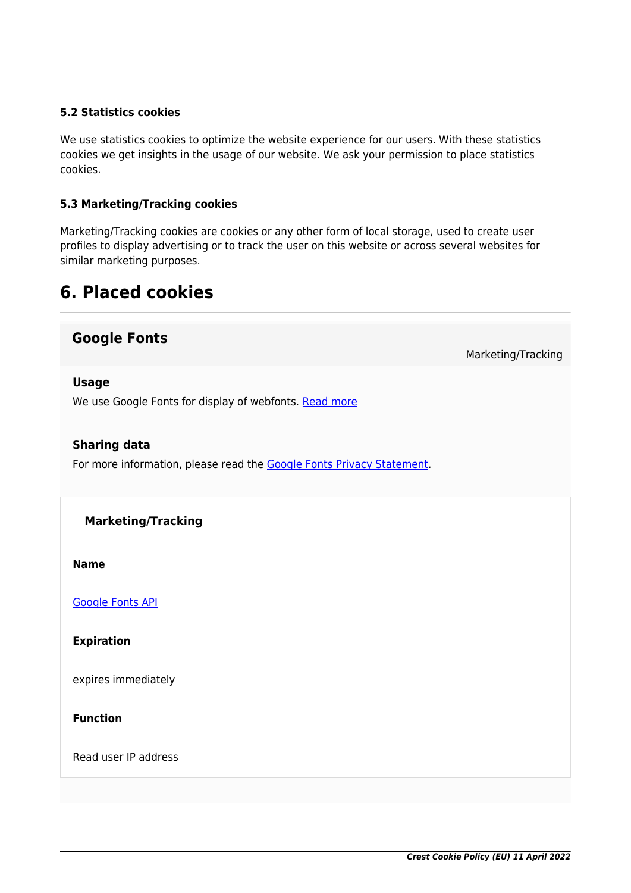### 5.2 Statistics cookies

We use statistics cookies to optimize the website experience for our users. With these statistics cookies we get insights in the usage of our website. We ask your permission to place statistics cookies.

### 5.3 Marketing/Tracking cookies

Marketing/Tracking cookies are cookies or any other form of local storage, used to create user profiles to display advertising or to track the user on this website or across several websites for similar marketing purposes.

## 6. Placed cookies

### Google Fonts

Marketing/Tracking

**Usage**

We use Google Fonts for display of webfonts. Read more

**Sharing data**

For more information, please read the Google Fonts Privacy Statement.

**Marketing/Tracking**

**Name**

Google Fonts API

**Expiration**

expires immediately

**Function**

Read user IP address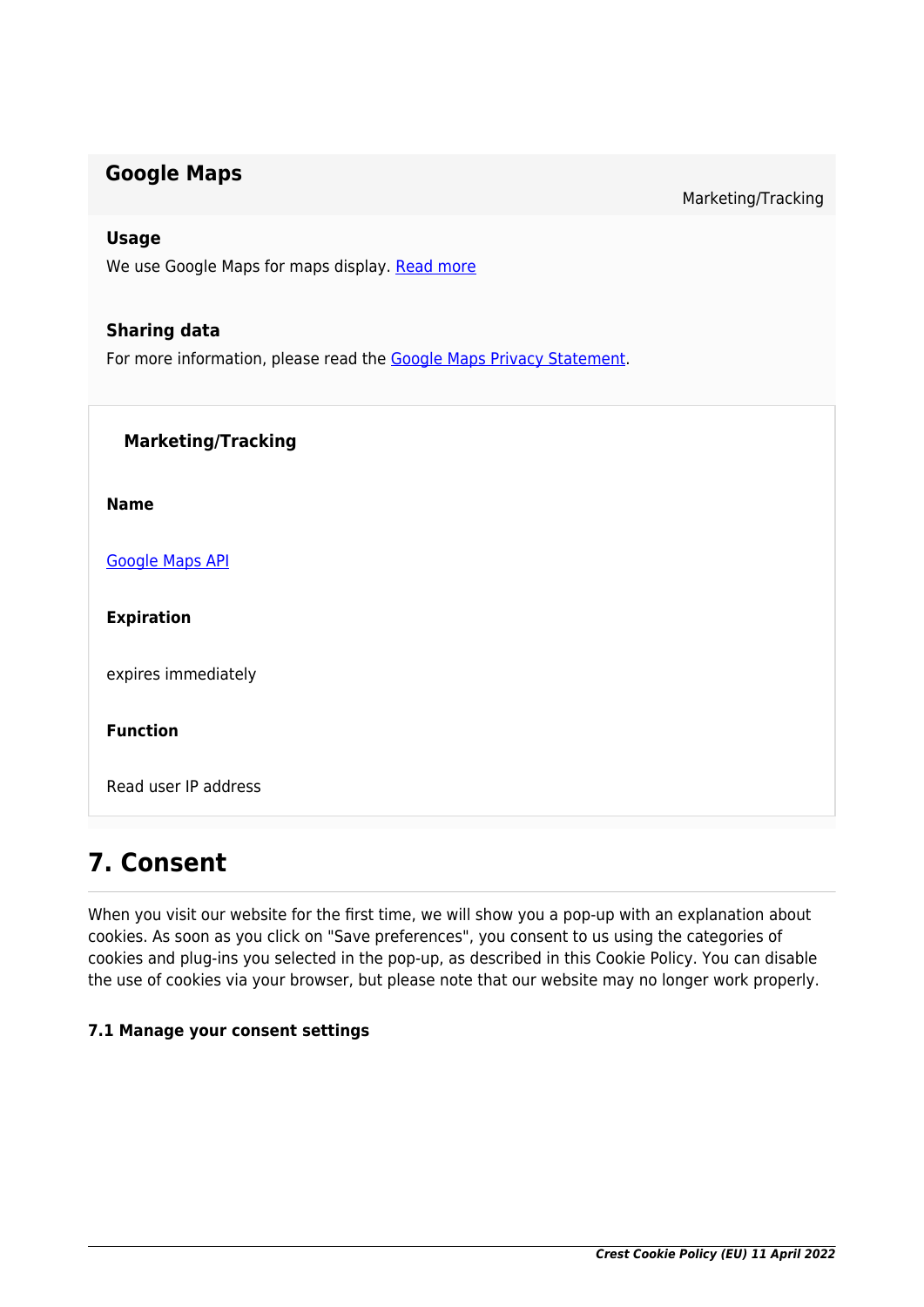### Google Maps

Marketing/Tracking

**Usage**

We use Google Maps for maps display. [Read more]

**Sharing data**

For more information, please read the [Google Maps Privacy Statement].

**Marketing/Tracking**

**Name**

[Google Maps API]

**Expiration**

expires immediately

**Function**

Read user IP address

## 7. Consent

When you visit our website for the first time, we will show you a pop-up with an explanation about cookies. As soon as you click on "Save preferences", you consent to us using the categories of cookies and plug-ins you selected in the pop-up, as described in this Cookie Policy. You can disable the use of cookies via your browser, but please note that our website may no longer work properly.

#### 7.1 Manage your consent settings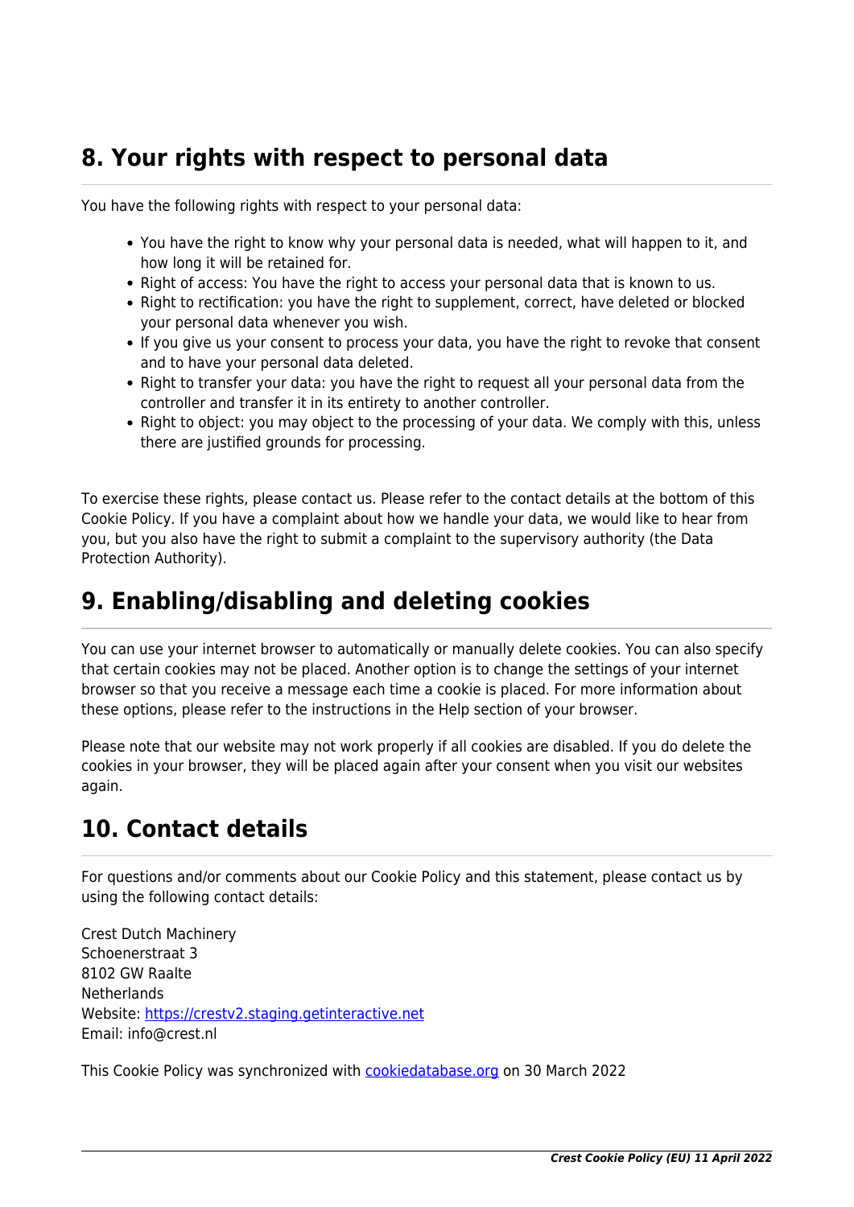## 8. Your rights with respect to personal data

You have the following rights with respect to your personal data:

- You have the right to know why your personal data is needed, what will happen to it, and how long it will be retained for.
- Right of access: You have the right to access your personal data that is known to us.
- Right to rectification: you have the right to supplement, correct, have deleted or blocked your personal data whenever you wish.
- If you give us your consent to process your data, you have the right to revoke that consent and to have your personal data deleted.
- Right to transfer your data: you have the right to request all your personal data from the controller and transfer it in its entirety to another controller.
- Right to object: you may object to the processing of your data. We comply with this, unless there are justified grounds for processing.

To exercise these rights, please contact us. Please refer to the contact details at the bottom of this Cookie Policy. If you have a complaint about how we handle your data, we would like to hear from you, but you also have the right to submit a complaint to the supervisory authority (the Data Protection Authority).

## 9. Enabling/disabling and deleting cookies

You can use your internet browser to automatically or manually delete cookies. You can also specify that certain cookies may not be placed. Another option is to change the settings of your internet browser so that you receive a message each time a cookie is placed. For more information about these options, please refer to the instructions in the Help section of your browser.

Please note that our website may not work properly if all cookies are disabled. If you do delete the cookies in your browser, they will be placed again after your consent when you visit our websites again.

## 10. Contact details

For questions and/or comments about our Cookie Policy and this statement, please contact us by using the following contact details:

Crest Dutch Machinery
Schoenerstraat 3
8102 GW Raalte
Netherlands
Website: [https://crestv2.staging.getinteractive.net](https://crestv2.staging.getinteractive.net)
Email: info@crest.nl

This Cookie Policy was synchronized with [cookiedatabase.org](https://cookiedatabase.org) on 30 March 2022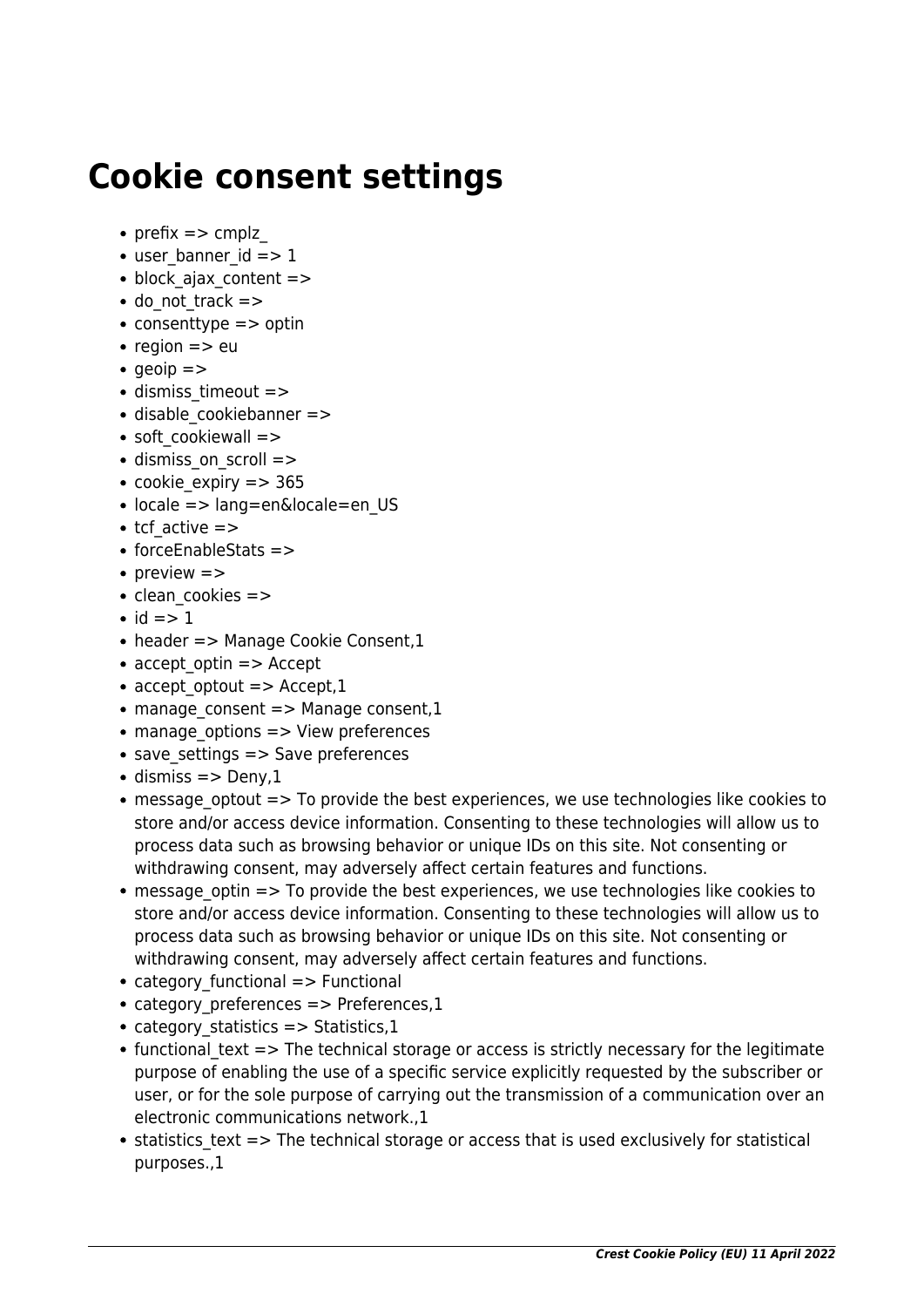# Cookie consent settings

- prefix => cmplz_
- user_banner_id => 1
- block_ajax_content =>
- do_not_track =>
- consenttype => optin
- region => eu
- geoip =>
- dismiss_timeout =>
- disable_cookiebanner =>
- soft_cookiewall =>
- dismiss_on_scroll =>
- cookie_expiry => 365
- locale => lang=en&locale=en_US
- tcf_active =>
- forceEnableStats =>
- preview =>
- clean_cookies =>
- id => 1
- header => Manage Cookie Consent,1
- accept_optin => Accept
- accept_optout => Accept,1
- manage_consent => Manage consent,1
- manage_options => View preferences
- save_settings => Save preferences
- dismiss => Deny,1
- message_optout => To provide the best experiences, we use technologies like cookies to store and/or access device information. Consenting to these technologies will allow us to process data such as browsing behavior or unique IDs on this site. Not consenting or withdrawing consent, may adversely affect certain features and functions.
- message_optin => To provide the best experiences, we use technologies like cookies to store and/or access device information. Consenting to these technologies will allow us to process data such as browsing behavior or unique IDs on this site. Not consenting or withdrawing consent, may adversely affect certain features and functions.
- category_functional => Functional
- category_preferences => Preferences,1
- category_statistics => Statistics,1
- functional_text => The technical storage or access is strictly necessary for the legitimate purpose of enabling the use of a specific service explicitly requested by the subscriber or user, or for the sole purpose of carrying out the transmission of a communication over an electronic communications network.,1
- statistics_text => The technical storage or access that is used exclusively for statistical purposes.,1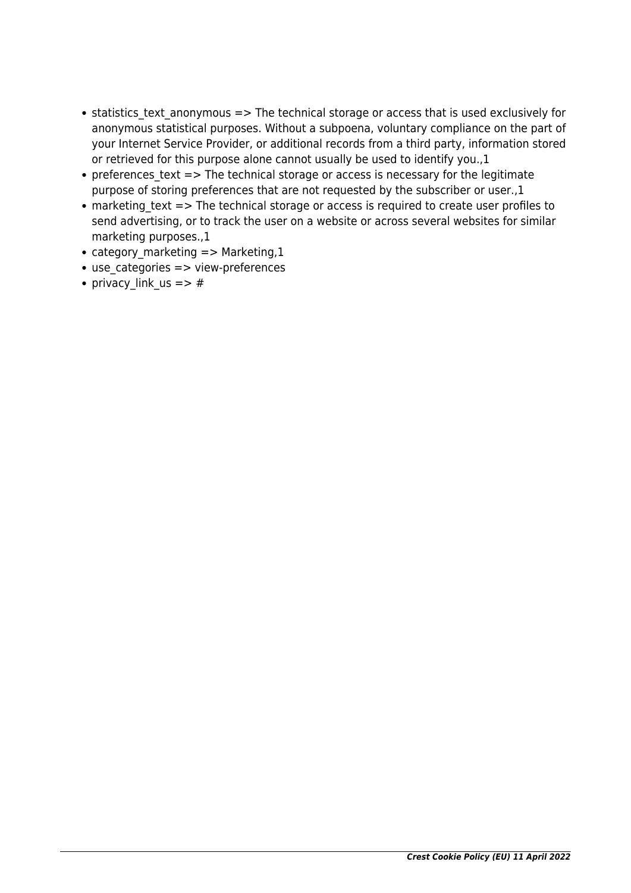- statistics_text_anonymous => The technical storage or access that is used exclusively for anonymous statistical purposes. Without a subpoena, voluntary compliance on the part of your Internet Service Provider, or additional records from a third party, information stored or retrieved for this purpose alone cannot usually be used to identify you.,1
- preferences_text => The technical storage or access is necessary for the legitimate purpose of storing preferences that are not requested by the subscriber or user.,1
- marketing_text => The technical storage or access is required to create user profiles to send advertising, or to track the user on a website or across several websites for similar marketing purposes.,1
- category_marketing => Marketing,1
- use_categories => view-preferences
- privacy_link_us => #